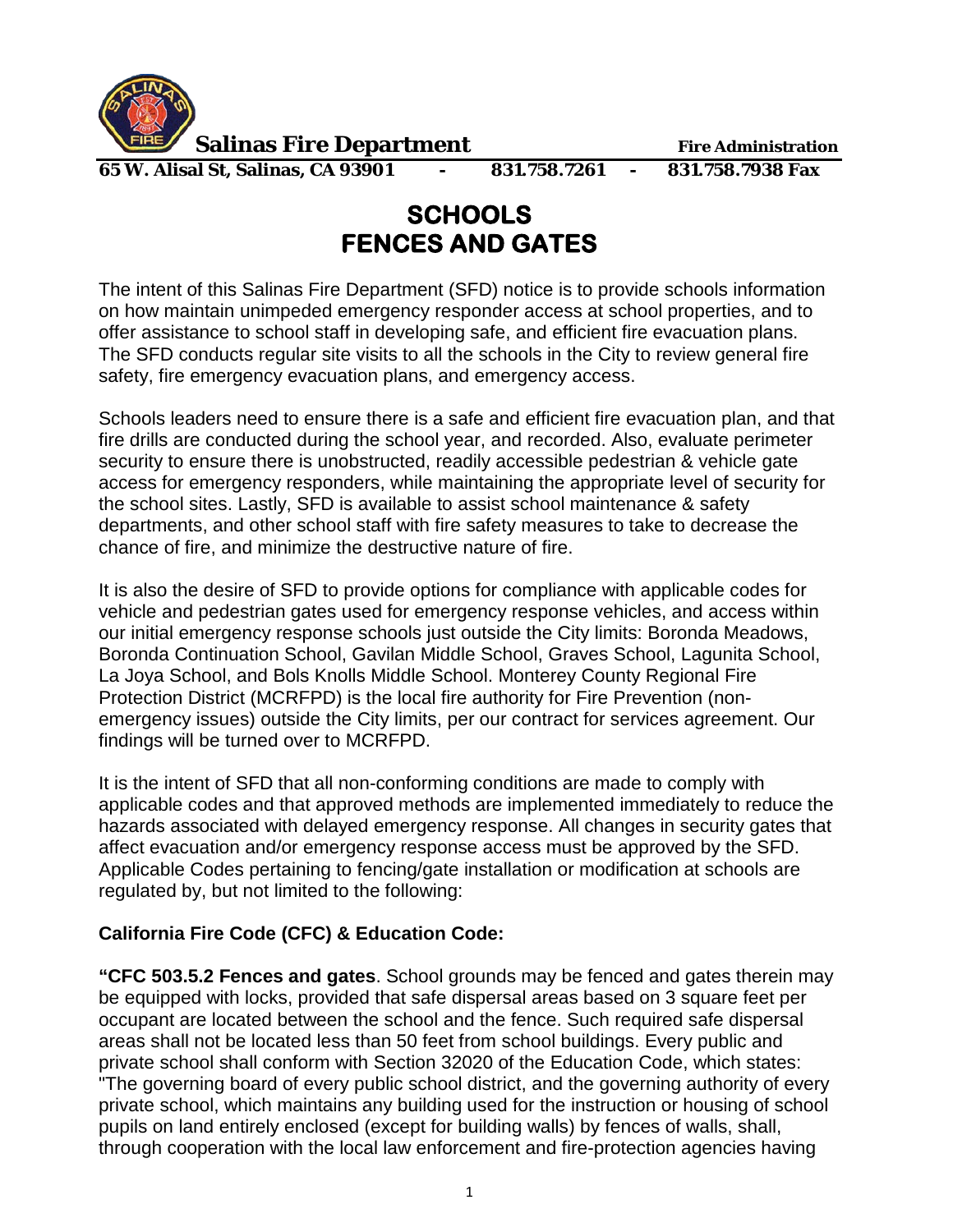**Salinas Fire Department** **Fire Administration**

**65 W. Alisal St, Salinas, CA 93901 - 831.758.7261 - 831.758.7938 Fax**

# SCHOOLS
# FENCES AND GATES

The intent of this Salinas Fire Department (SFD) notice is to provide schools information on how maintain unimpeded emergency responder access at school properties, and to offer assistance to school staff in developing safe, and efficient fire evacuation plans. The SFD conducts regular site visits to all the schools in the City to review general fire safety, fire emergency evacuation plans, and emergency access.

Schools leaders need to ensure there is a safe and efficient fire evacuation plan, and that fire drills are conducted during the school year, and recorded. Also, evaluate perimeter security to ensure there is unobstructed, readily accessible pedestrian & vehicle gate access for emergency responders, while maintaining the appropriate level of security for the school sites. Lastly, SFD is available to assist school maintenance & safety departments, and other school staff with fire safety measures to take to decrease the chance of fire, and minimize the destructive nature of fire.

It is also the desire of SFD to provide options for compliance with applicable codes for vehicle and pedestrian gates used for emergency response vehicles, and access within our initial emergency response schools just outside the City limits: Boronda Meadows, Boronda Continuation School, Gavilan Middle School, Graves School, Lagunita School, La Joya School, and Bols Knolls Middle School. Monterey County Regional Fire Protection District (MCRFPD) is the local fire authority for Fire Prevention (non-emergency issues) outside the City limits, per our contract for services agreement. Our findings will be turned over to MCRFPD.

It is the intent of SFD that all non-conforming conditions are made to comply with applicable codes and that approved methods are implemented immediately to reduce the hazards associated with delayed emergency response. All changes in security gates that affect evacuation and/or emergency response access must be approved by the SFD. Applicable Codes pertaining to fencing/gate installation or modification at schools are regulated by, but not limited to the following:

**California Fire Code (CFC) & Education Code:**

**"CFC 503.5.2 Fences and gates**. School grounds may be fenced and gates therein may be equipped with locks, provided that safe dispersal areas based on 3 square feet per occupant are located between the school and the fence. Such required safe dispersal areas shall not be located less than 50 feet from school buildings. Every public and private school shall conform with Section 32020 of the Education Code, which states: "The governing board of every public school district, and the governing authority of every private school, which maintains any building used for the instruction or housing of school pupils on land entirely enclosed (except for building walls) by fences of walls, shall, through cooperation with the local law enforcement and fire-protection agencies having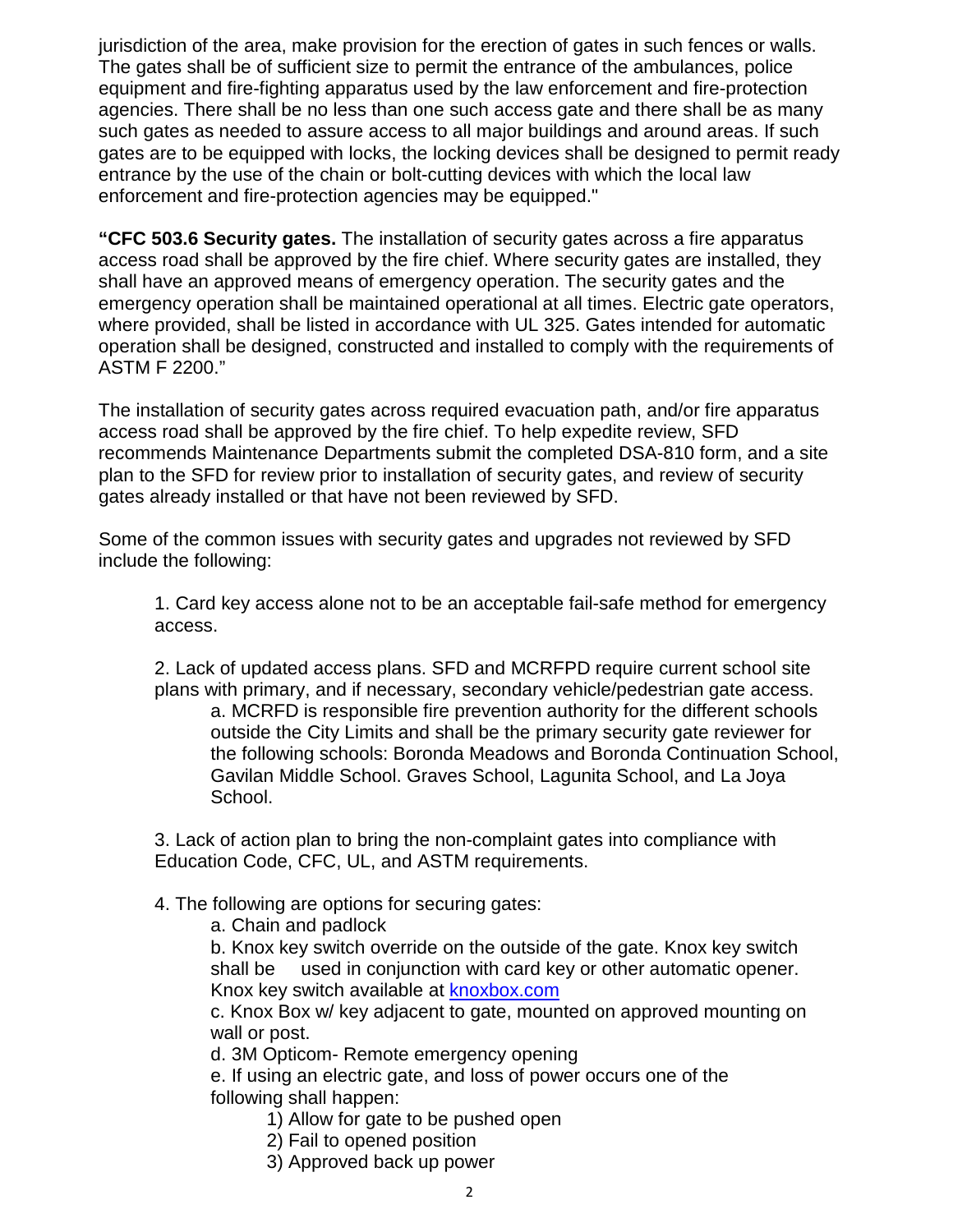jurisdiction of the area, make provision for the erection of gates in such fences or walls. The gates shall be of sufficient size to permit the entrance of the ambulances, police equipment and fire-fighting apparatus used by the law enforcement and fire-protection agencies. There shall be no less than one such access gate and there shall be as many such gates as needed to assure access to all major buildings and around areas. If such gates are to be equipped with locks, the locking devices shall be designed to permit ready entrance by the use of the chain or bolt-cutting devices with which the local law enforcement and fire-protection agencies may be equipped."

**"CFC 503.6 Security gates.** The installation of security gates across a fire apparatus access road shall be approved by the fire chief. Where security gates are installed, they shall have an approved means of emergency operation. The security gates and the emergency operation shall be maintained operational at all times. Electric gate operators, where provided, shall be listed in accordance with UL 325. Gates intended for automatic operation shall be designed, constructed and installed to comply with the requirements of ASTM F 2200."

The installation of security gates across required evacuation path, and/or fire apparatus access road shall be approved by the fire chief. To help expedite review, SFD recommends Maintenance Departments submit the completed DSA-810 form, and a site plan to the SFD for review prior to installation of security gates, and review of security gates already installed or that have not been reviewed by SFD.

Some of the common issues with security gates and upgrades not reviewed by SFD include the following:

1. Card key access alone not to be an acceptable fail-safe method for emergency access.

2. Lack of updated access plans. SFD and MCRFPD require current school site plans with primary, and if necessary, secondary vehicle/pedestrian gate access.
    a. MCRFD is responsible fire prevention authority for the different schools outside the City Limits and shall be the primary security gate reviewer for the following schools: Boronda Meadows and Boronda Continuation School, Gavilan Middle School. Graves School, Lagunita School, and La Joya School.

3. Lack of action plan to bring the non-complaint gates into compliance with Education Code, CFC, UL, and ASTM requirements.

4. The following are options for securing gates:
    a. Chain and padlock
    b. Knox key switch override on the outside of the gate. Knox key switch shall be used in conjunction with card key or other automatic opener. Knox key switch available at [knoxbox.com](knoxbox.com)
    c. Knox Box w/ key adjacent to gate, mounted on approved mounting on wall or post.
    d. 3M Opticom- Remote emergency opening
    e. If using an electric gate, and loss of power occurs one of the following shall happen:
        1) Allow for gate to be pushed open
        2) Fail to opened position
        3) Approved back up power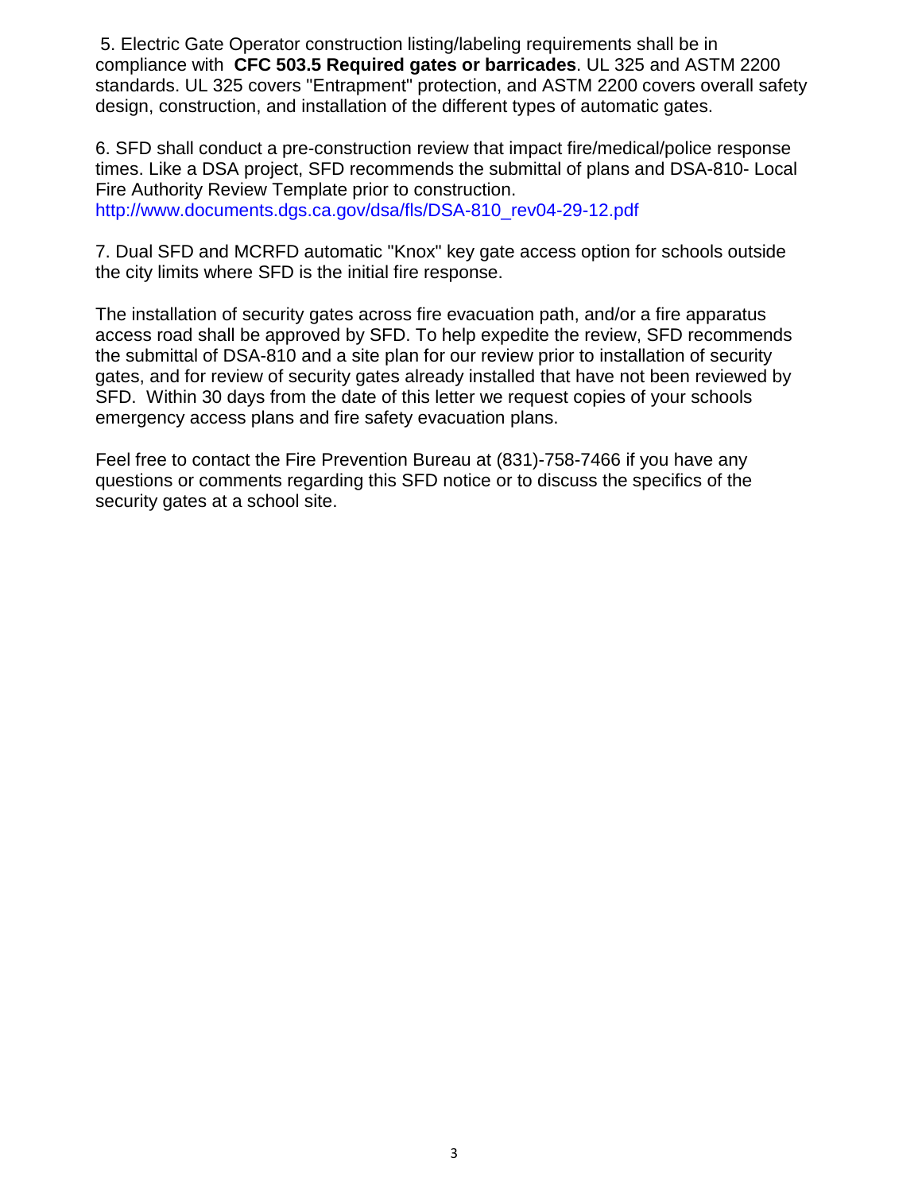5. Electric Gate Operator construction listing/labeling requirements shall be in compliance with **CFC 503.5 Required gates or barricades**. UL 325 and ASTM 2200 standards. UL 325 covers "Entrapment" protection, and ASTM 2200 covers overall safety design, construction, and installation of the different types of automatic gates.

6. SFD shall conduct a pre-construction review that impact fire/medical/police response times. Like a DSA project, SFD recommends the submittal of plans and DSA-810- Local Fire Authority Review Template prior to construction. http://www.documents.dgs.ca.gov/dsa/fls/DSA-810_rev04-29-12.pdf

7. Dual SFD and MCRFD automatic "Knox" key gate access option for schools outside the city limits where SFD is the initial fire response.

The installation of security gates across fire evacuation path, and/or a fire apparatus access road shall be approved by SFD. To help expedite the review, SFD recommends the submittal of DSA-810 and a site plan for our review prior to installation of security gates, and for review of security gates already installed that have not been reviewed by SFD. Within 30 days from the date of this letter we request copies of your schools emergency access plans and fire safety evacuation plans.

Feel free to contact the Fire Prevention Bureau at (831)-758-7466 if you have any questions or comments regarding this SFD notice or to discuss the specifics of the security gates at a school site.